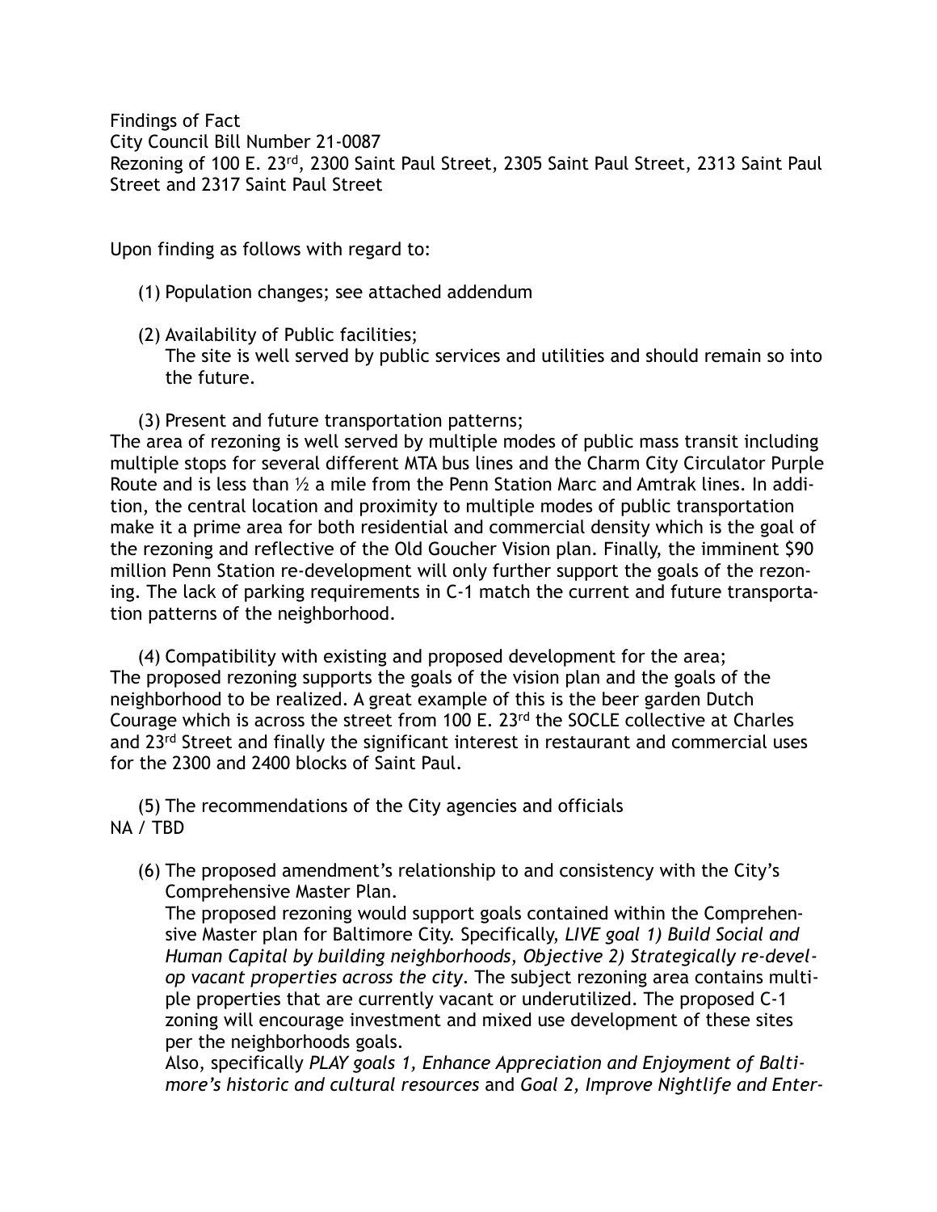Findings of Fact
City Council Bill Number 21-0087
Rezoning of 100 E. 23rd, 2300 Saint Paul Street, 2305 Saint Paul Street, 2313 Saint Paul Street and 2317 Saint Paul Street

Upon finding as follows with regard to:

(1) Population changes; see attached addendum

(2) Availability of Public facilities;
The site is well served by public services and utilities and should remain so into the future.

(3) Present and future transportation patterns;
The area of rezoning is well served by multiple modes of public mass transit including multiple stops for several different MTA bus lines and the Charm City Circulator Purple Route and is less than ½ a mile from the Penn Station Marc and Amtrak lines. In addition, the central location and proximity to multiple modes of public transportation make it a prime area for both residential and commercial density which is the goal of the rezoning and reflective of the Old Goucher Vision plan. Finally, the imminent $90 million Penn Station re-development will only further support the goals of the rezoning. The lack of parking requirements in C-1 match the current and future transportation patterns of the neighborhood.

(4) Compatibility with existing and proposed development for the area;
The proposed rezoning supports the goals of the vision plan and the goals of the neighborhood to be realized. A great example of this is the beer garden Dutch Courage which is across the street from 100 E. 23rd the SOCLE collective at Charles and 23rd Street and finally the significant interest in restaurant and commercial uses for the 2300 and 2400 blocks of Saint Paul.

(5) The recommendations of the City agencies and officials
NA / TBD

(6) The proposed amendment's relationship to and consistency with the City's Comprehensive Master Plan.
The proposed rezoning would support goals contained within the Comprehensive Master plan for Baltimore City. Specifically, *LIVE goal 1) Build Social and Human Capital by building neighborhoods, Objective 2) Strategically re-develop vacant properties across the city*. The subject rezoning area contains multiple properties that are currently vacant or underutilized. The proposed C-1 zoning will encourage investment and mixed use development of these sites per the neighborhoods goals.
Also, specifically *PLAY goals 1, Enhance Appreciation and Enjoyment of Baltimore's historic and cultural resources* and *Goal 2, Improve Nightlife and Enter-*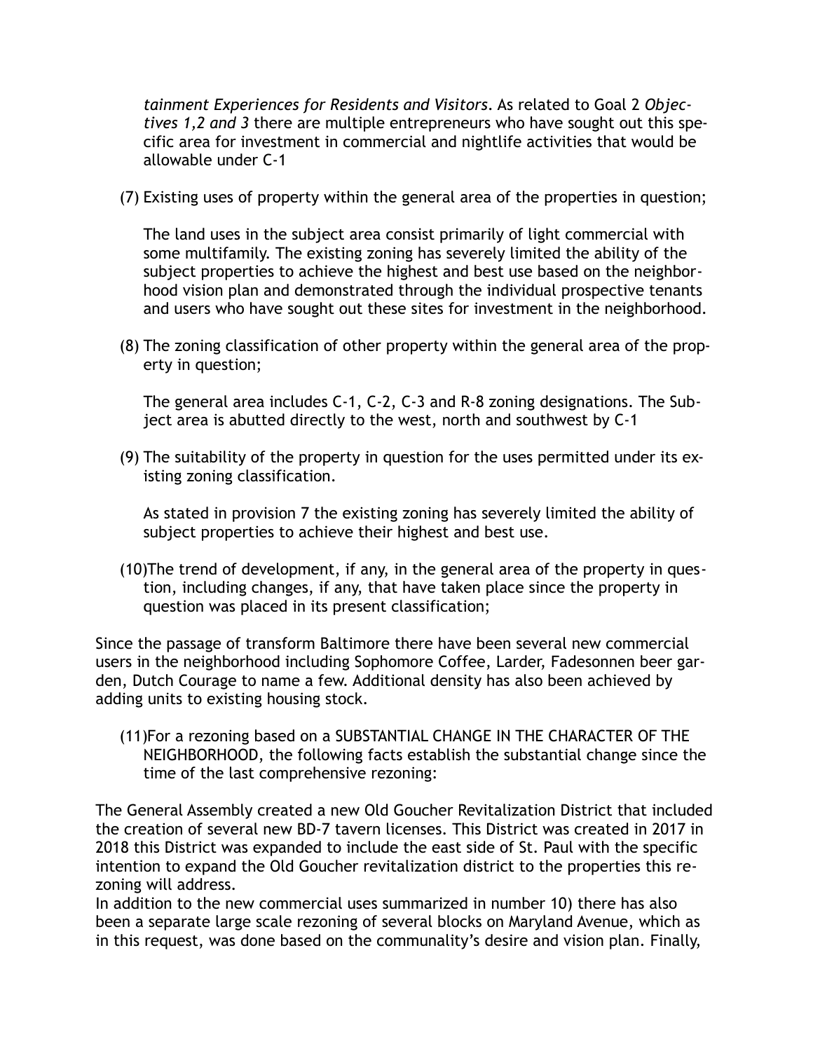*tainment Experiences for Residents and Visitors*. As related to Goal 2 *Objectives 1,2 and 3* there are multiple entrepreneurs who have sought out this specific area for investment in commercial and nightlife activities that would be allowable under C-1

(7) Existing uses of property within the general area of the properties in question;

The land uses in the subject area consist primarily of light commercial with some multifamily. The existing zoning has severely limited the ability of the subject properties to achieve the highest and best use based on the neighborhood vision plan and demonstrated through the individual prospective tenants and users who have sought out these sites for investment in the neighborhood.

(8) The zoning classification of other property within the general area of the property in question;

The general area includes C-1, C-2, C-3 and R-8 zoning designations. The Subject area is abutted directly to the west, north and southwest by C-1

(9) The suitability of the property in question for the uses permitted under its existing zoning classification.

As stated in provision 7 the existing zoning has severely limited the ability of subject properties to achieve their highest and best use.

(10)The trend of development, if any, in the general area of the property in question, including changes, if any, that have taken place since the property in question was placed in its present classification;

Since the passage of transform Baltimore there have been several new commercial users in the neighborhood including Sophomore Coffee, Larder, Fadesonnen beer garden, Dutch Courage to name a few. Additional density has also been achieved by adding units to existing housing stock.

(11)For a rezoning based on a SUBSTANTIAL CHANGE IN THE CHARACTER OF THE NEIGHBORHOOD, the following facts establish the substantial change since the time of the last comprehensive rezoning:

The General Assembly created a new Old Goucher Revitalization District that included the creation of several new BD-7 tavern licenses. This District was created in 2017 in 2018 this District was expanded to include the east side of St. Paul with the specific intention to expand the Old Goucher revitalization district to the properties this rezoning will address.
In addition to the new commercial uses summarized in number 10) there has also been a separate large scale rezoning of several blocks on Maryland Avenue, which as in this request, was done based on the communality's desire and vision plan. Finally,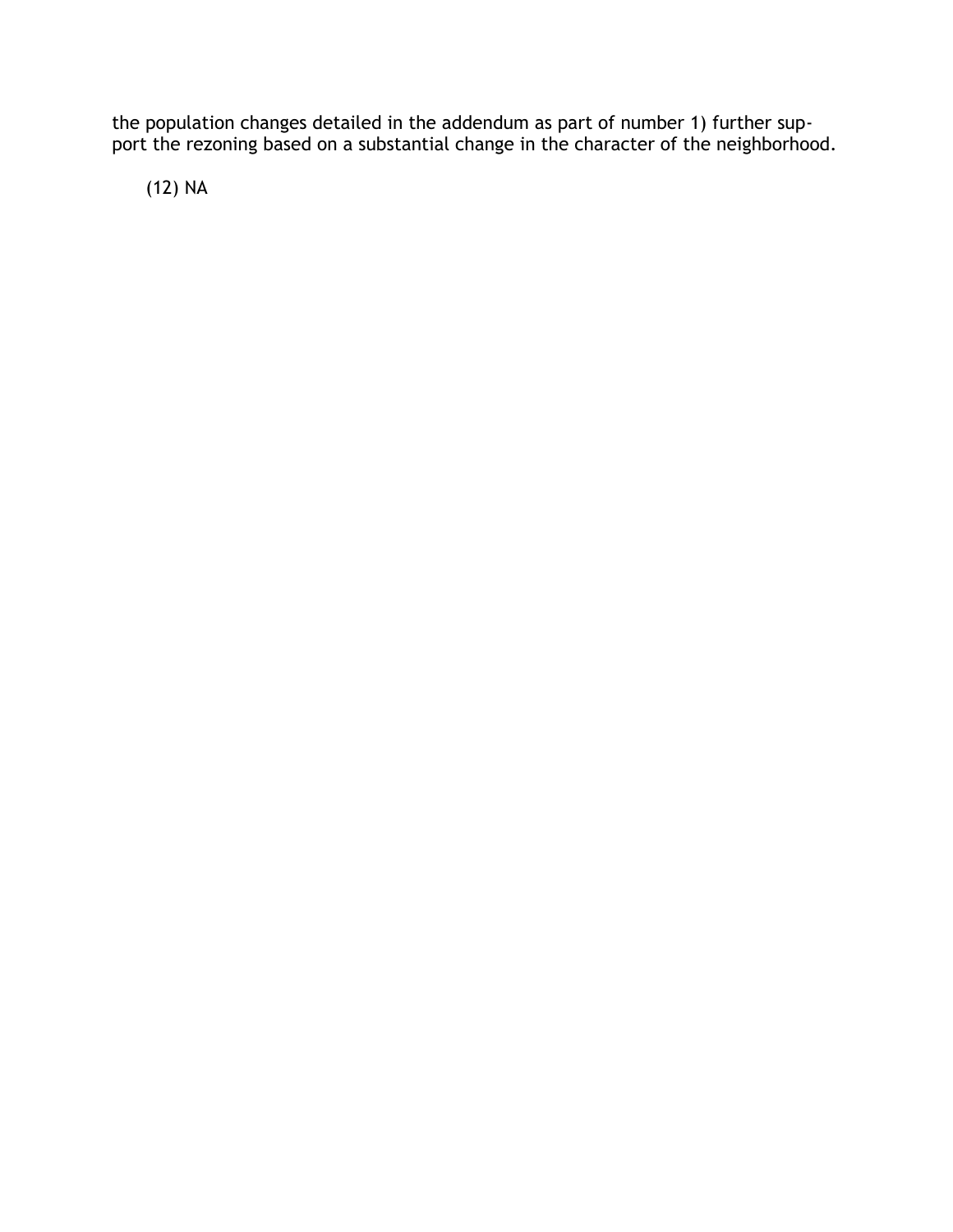the population changes detailed in the addendum as part of number 1) further support the rezoning based on a substantial change in the character of the neighborhood.

(12) NA